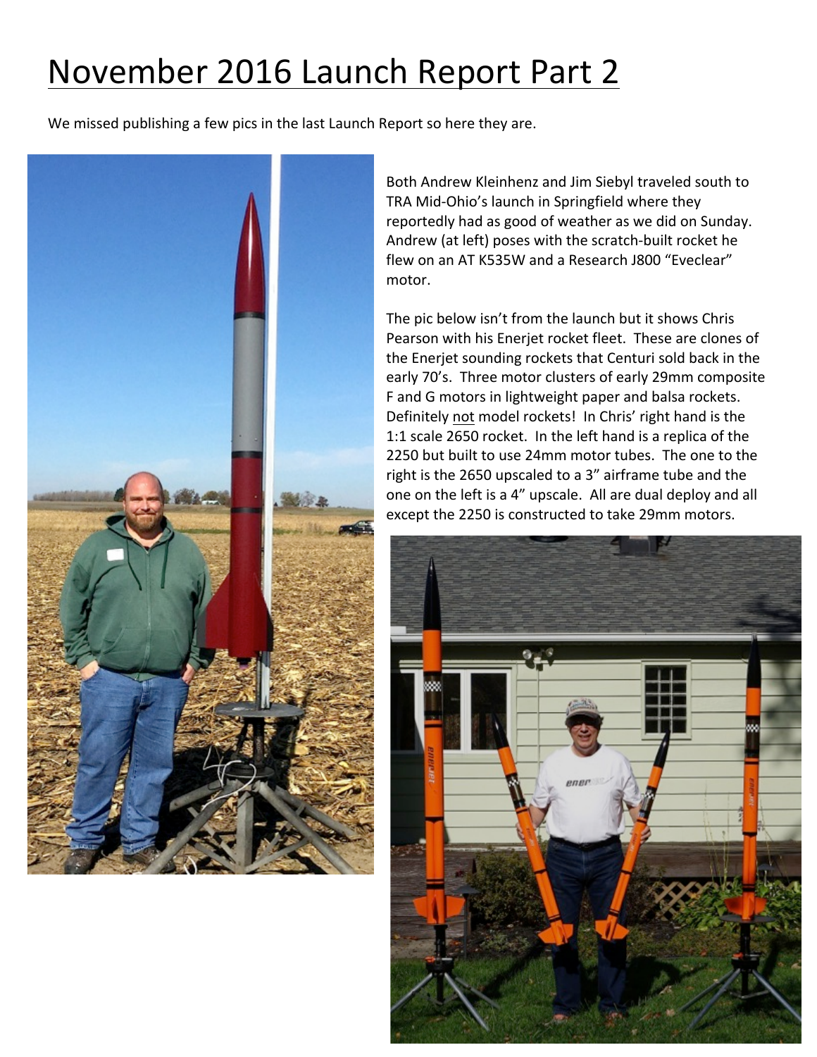# November 2016 Launch Report Part 2

We missed publishing a few pics in the last Launch Report so here they are.

Both Andrew Kleinhenz and Jim Siebyl traveled south to TRA Mid-Ohio's launch in Springfield where they reportedly had as good of weather as we did on Sunday. Andrew (at left) poses with the scratch-built rocket he flew on an AT K535W and a Research J800 "Eveclear" motor.

The pic below isn't from the launch but it shows Chris Pearson with his Enerjet rocket fleet. These are clones of the Enerjet sounding rockets that Centuri sold back in the early 70's. Three motor clusters of early 29mm composite F and G motors in lightweight paper and balsa rockets. Definitely <u>not</u> model rockets! In Chris' right hand is the 1:1 scale 2650 rocket. In the left hand is a replica of the 2250 but built to use 24mm motor tubes. The one to the right is the 2650 upscaled to a 3" airframe tube and the one on the left is a 4" upscale. All are dual deploy and all except the 2250 is constructed to take 29mm motors.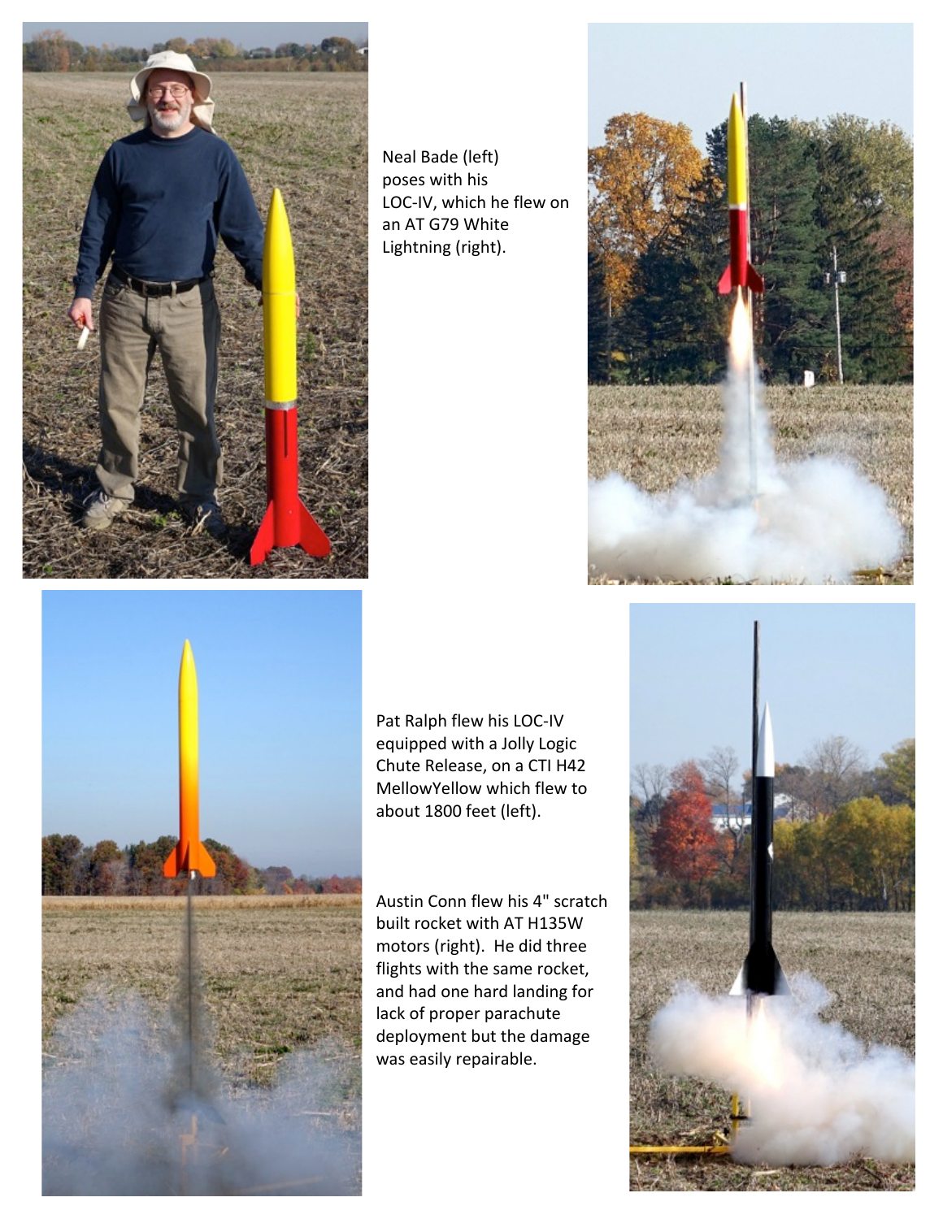Neal Bade (left) poses with his LOC-IV, which he flew on an AT G79 White Lightning (right).

Pat Ralph flew his LOC-IV equipped with a Jolly Logic Chute Release, on a CTI H42 MellowYellow which flew to about 1800 feet (left).

Austin Conn flew his 4" scratch built rocket with AT H135W motors (right). He did three flights with the same rocket, and had one hard landing for lack of proper parachute deployment but the damage was easily repairable.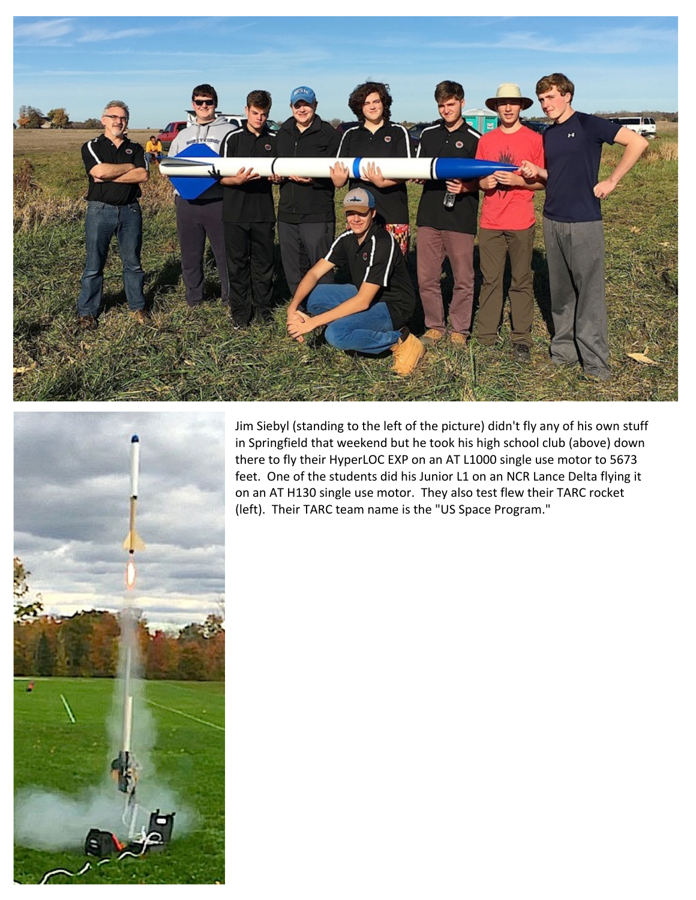Jim Siebyl (standing to the left of the picture) didn't fly any of his own stuff in Springfield that weekend but he took his high school club (above) down there to fly their HyperLOC EXP on an AT L1000 single use motor to 5673 feet. One of the students did his Junior L1 on an NCR Lance Delta flying it on an AT H130 single use motor. They also test flew their TARC rocket (left). Their TARC team name is the "US Space Program."